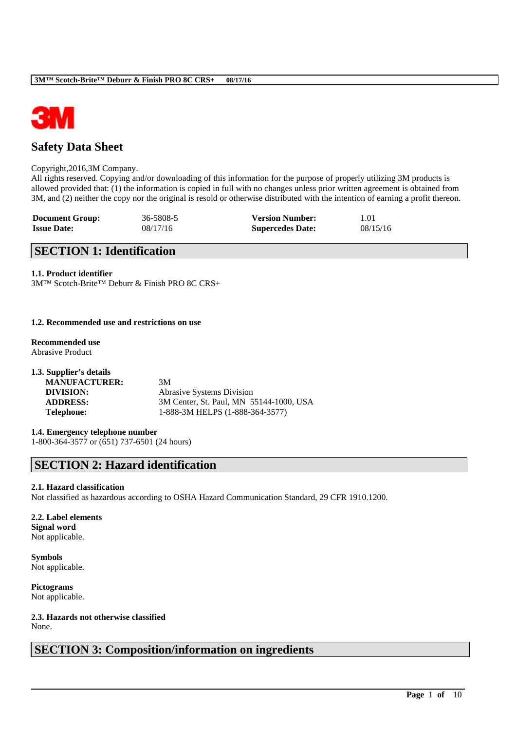# Safety Data Sheet

Copyright,2016,3M Company.
All rights reserved. Copying and/or downloading of this information for the purpose of properly utilizing 3M products is allowed provided that: (1) the information is copied in full with no changes unless prior written agreement is obtained from 3M, and (2) neither the copy nor the original is resold or otherwise distributed with the intention of earning a profit thereon.

| | | | |
|---|---|---|---|
| **Document Group:** | 36-5808-5 | **Version Number:** | 1.01 |
| **Issue Date:** | 08/17/16 | **Supercedes Date:** | 08/15/16 |

## SECTION 1: Identification

**1.1. Product identifier**
3M™ Scotch-Brite™ Deburr & Finish PRO 8C CRS+

**1.2. Recommended use and restrictions on use**

**Recommended use**
Abrasive Product

**1.3. Supplier's details**

| | |
|---|---|
| **MANUFACTURER:** | 3M |
| **DIVISION:** | Abrasive Systems Division |
| **ADDRESS:** | 3M Center, St. Paul, MN 55144-1000, USA |
| **Telephone:** | 1-888-3M HELPS (1-888-364-3577) |

**1.4. Emergency telephone number**
1-800-364-3577 or (651) 737-6501 (24 hours)

## SECTION 2: Hazard identification

**2.1. Hazard classification**
Not classified as hazardous according to OSHA Hazard Communication Standard, 29 CFR 1910.1200.

**2.2. Label elements**
**Signal word**
Not applicable.

**Symbols**
Not applicable.

**Pictograms**
Not applicable.

**2.3. Hazards not otherwise classified**
None.

## SECTION 3: Composition/information on ingredients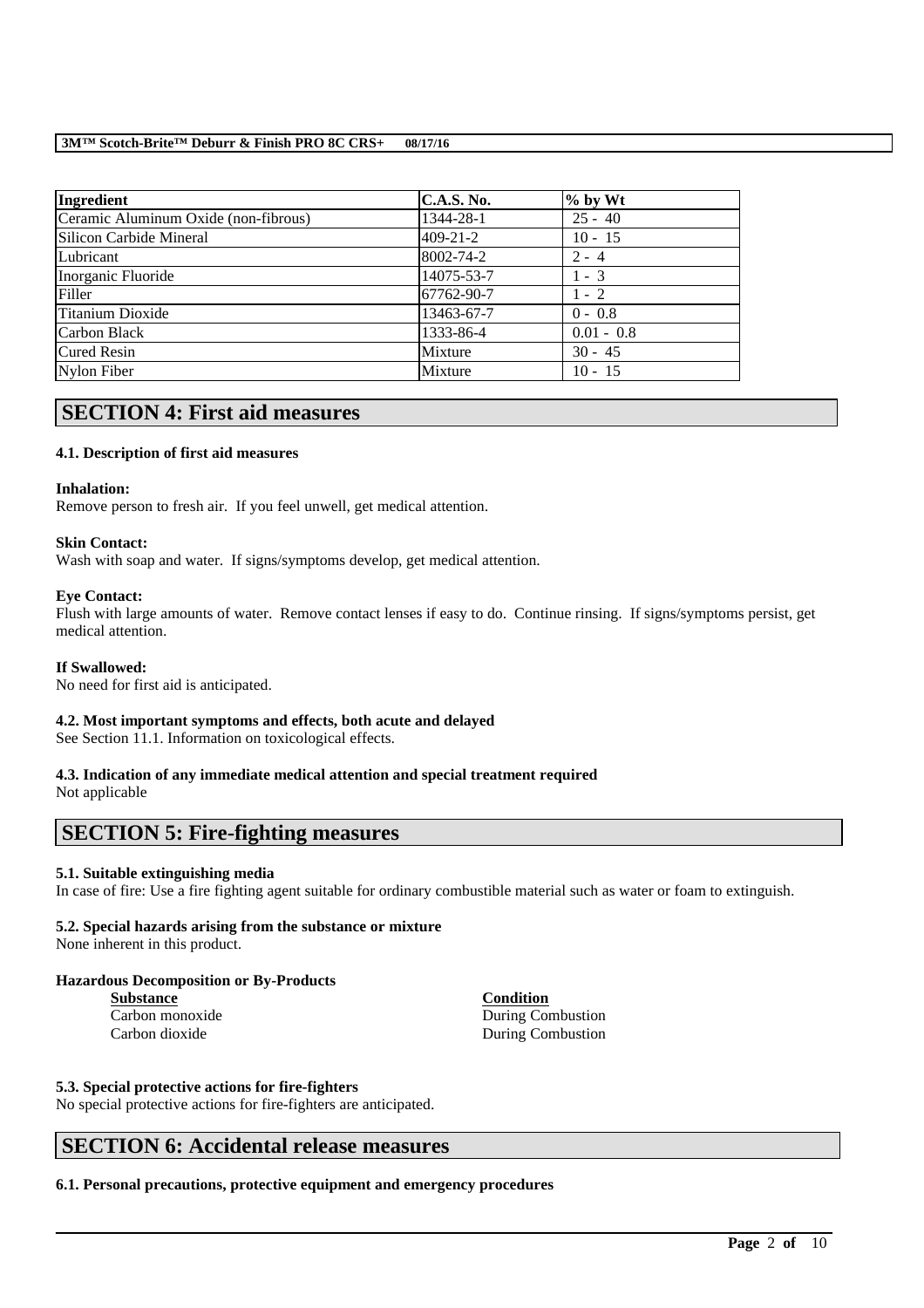| Ingredient | C.A.S. No. | % by Wt |
|---|---|---|
| Ceramic Aluminum Oxide (non-fibrous) | 1344-28-1 | 25 - 40 |
| Silicon Carbide Mineral | 409-21-2 | 10 - 15 |
| Lubricant | 8002-74-2 | 2 - 4 |
| Inorganic Fluoride | 14075-53-7 | 1 - 3 |
| Filler | 67762-90-7 | 1 - 2 |
| Titanium Dioxide | 13463-67-7 | 0 - 0.8 |
| Carbon Black | 1333-86-4 | 0.01 - 0.8 |
| Cured Resin | Mixture | 30 - 45 |
| Nylon Fiber | Mixture | 10 - 15 |

## SECTION 4: First aid measures

### 4.1. Description of first aid measures

**Inhalation:**
Remove person to fresh air. If you feel unwell, get medical attention.

**Skin Contact:**
Wash with soap and water. If signs/symptoms develop, get medical attention.

**Eye Contact:**
Flush with large amounts of water. Remove contact lenses if easy to do. Continue rinsing. If signs/symptoms persist, get medical attention.

**If Swallowed:**
No need for first aid is anticipated.

### 4.2. Most important symptoms and effects, both acute and delayed

See Section 11.1. Information on toxicological effects.

### 4.3. Indication of any immediate medical attention and special treatment required

Not applicable

## SECTION 5: Fire-fighting measures

### 5.1. Suitable extinguishing media

In case of fire: Use a fire fighting agent suitable for ordinary combustible material such as water or foam to extinguish.

### 5.2. Special hazards arising from the substance or mixture

None inherent in this product.

**Hazardous Decomposition or By-Products**

| Substance | Condition |
|---|---|
| Carbon monoxide | During Combustion |
| Carbon dioxide | During Combustion |

### 5.3. Special protective actions for fire-fighters

No special protective actions for fire-fighters are anticipated.

## SECTION 6: Accidental release measures

### 6.1. Personal precautions, protective equipment and emergency procedures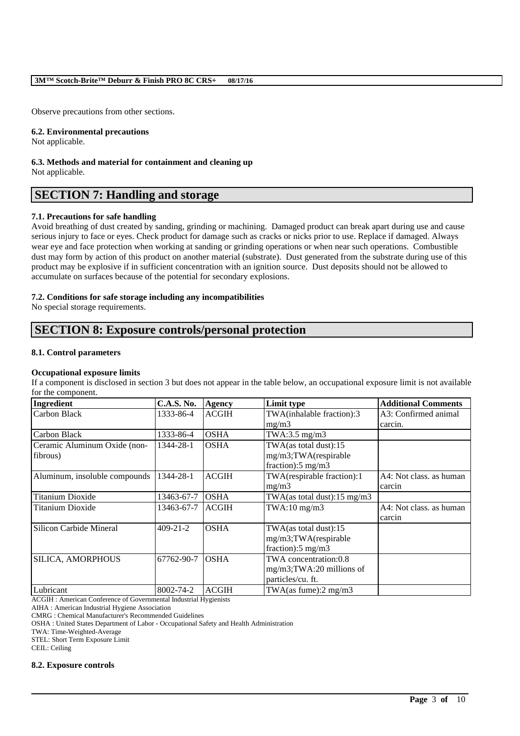Observe precautions from other sections.

### 6.2. Environmental precautions

Not applicable.

### 6.3. Methods and material for containment and cleaning up

Not applicable.

## SECTION 7: Handling and storage

### 7.1. Precautions for safe handling

Avoid breathing of dust created by sanding, grinding or machining. Damaged product can break apart during use and cause serious injury to face or eyes. Check product for damage such as cracks or nicks prior to use. Replace if damaged. Always wear eye and face protection when working at sanding or grinding operations or when near such operations. Combustible dust may form by action of this product on another material (substrate). Dust generated from the substrate during use of this product may be explosive if in sufficient concentration with an ignition source. Dust deposits should not be allowed to accumulate on surfaces because of the potential for secondary explosions.

### 7.2. Conditions for safe storage including any incompatibilities

No special storage requirements.

## SECTION 8: Exposure controls/personal protection

### 8.1. Control parameters

**Occupational exposure limits**

If a component is disclosed in section 3 but does not appear in the table below, an occupational exposure limit is not available for the component.

| Ingredient | C.A.S. No. | Agency | Limit type | Additional Comments |
|---|---|---|---|---|
| Carbon Black | 1333-86-4 | ACGIH | TWA(inhalable fraction):3 mg/m3 | A3: Confirmed animal carcin. |
| Carbon Black | 1333-86-4 | OSHA | TWA:3.5 mg/m3 | |
| Ceramic Aluminum Oxide (non-fibrous) | 1344-28-1 | OSHA | TWA(as total dust):15 mg/m3;TWA(respirable fraction):5 mg/m3 | |
| Aluminum, insoluble compounds | 1344-28-1 | ACGIH | TWA(respirable fraction):1 mg/m3 | A4: Not class. as human carcin |
| Titanium Dioxide | 13463-67-7 | OSHA | TWA(as total dust):15 mg/m3 | |
| Titanium Dioxide | 13463-67-7 | ACGIH | TWA:10 mg/m3 | A4: Not class. as human carcin |
| Silicon Carbide Mineral | 409-21-2 | OSHA | TWA(as total dust):15 mg/m3;TWA(respirable fraction):5 mg/m3 | |
| SILICA, AMORPHOUS | 67762-90-7 | OSHA | TWA concentration:0.8 mg/m3;TWA:20 millions of particles/cu. ft. | |
| Lubricant | 8002-74-2 | ACGIH | TWA(as fume):2 mg/m3 | |

ACGIH : American Conference of Governmental Industrial Hygienists
AIHA : American Industrial Hygiene Association
CMRG : Chemical Manufacturer's Recommended Guidelines
OSHA : United States Department of Labor - Occupational Safety and Health Administration
TWA: Time-Weighted-Average
STEL: Short Term Exposure Limit
CEIL: Ceiling

### 8.2. Exposure controls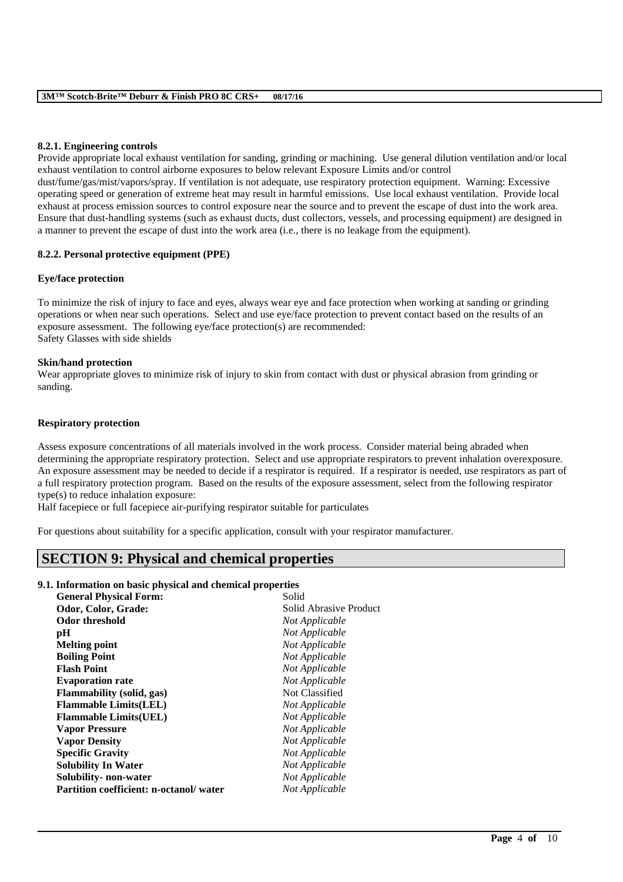#### 8.2.1. Engineering controls

Provide appropriate local exhaust ventilation for sanding, grinding or machining. Use general dilution ventilation and/or local exhaust ventilation to control airborne exposures to below relevant Exposure Limits and/or control dust/fume/gas/mist/vapors/spray. If ventilation is not adequate, use respiratory protection equipment. Warning: Excessive operating speed or generation of extreme heat may result in harmful emissions. Use local exhaust ventilation. Provide local exhaust at process emission sources to control exposure near the source and to prevent the escape of dust into the work area. Ensure that dust-handling systems (such as exhaust ducts, dust collectors, vessels, and processing equipment) are designed in a manner to prevent the escape of dust into the work area (i.e., there is no leakage from the equipment).

#### 8.2.2. Personal protective equipment (PPE)

**Eye/face protection**

To minimize the risk of injury to face and eyes, always wear eye and face protection when working at sanding or grinding operations or when near such operations. Select and use eye/face protection to prevent contact based on the results of an exposure assessment. The following eye/face protection(s) are recommended:
Safety Glasses with side shields

**Skin/hand protection**

Wear appropriate gloves to minimize risk of injury to skin from contact with dust or physical abrasion from grinding or sanding.

**Respiratory protection**

Assess exposure concentrations of all materials involved in the work process. Consider material being abraded when determining the appropriate respiratory protection. Select and use appropriate respirators to prevent inhalation overexposure. An exposure assessment may be needed to decide if a respirator is required. If a respirator is needed, use respirators as part of a full respiratory protection program. Based on the results of the exposure assessment, select from the following respirator type(s) to reduce inhalation exposure:
Half facepiece or full facepiece air-purifying respirator suitable for particulates

For questions about suitability for a specific application, consult with your respirator manufacturer.

## SECTION 9: Physical and chemical properties

#### 9.1. Information on basic physical and chemical properties

| | |
|---|---|
| **General Physical Form:** | Solid |
| **Odor, Color, Grade:** | Solid Abrasive Product |
| **Odor threshold** | *Not Applicable* |
| **pH** | *Not Applicable* |
| **Melting point** | *Not Applicable* |
| **Boiling Point** | *Not Applicable* |
| **Flash Point** | *Not Applicable* |
| **Evaporation rate** | *Not Applicable* |
| **Flammability (solid, gas)** | Not Classified |
| **Flammable Limits(LEL)** | *Not Applicable* |
| **Flammable Limits(UEL)** | *Not Applicable* |
| **Vapor Pressure** | *Not Applicable* |
| **Vapor Density** | *Not Applicable* |
| **Specific Gravity** | *Not Applicable* |
| **Solubility In Water** | *Not Applicable* |
| **Solubility- non-water** | *Not Applicable* |
| **Partition coefficient: n-octanol/ water** | *Not Applicable* |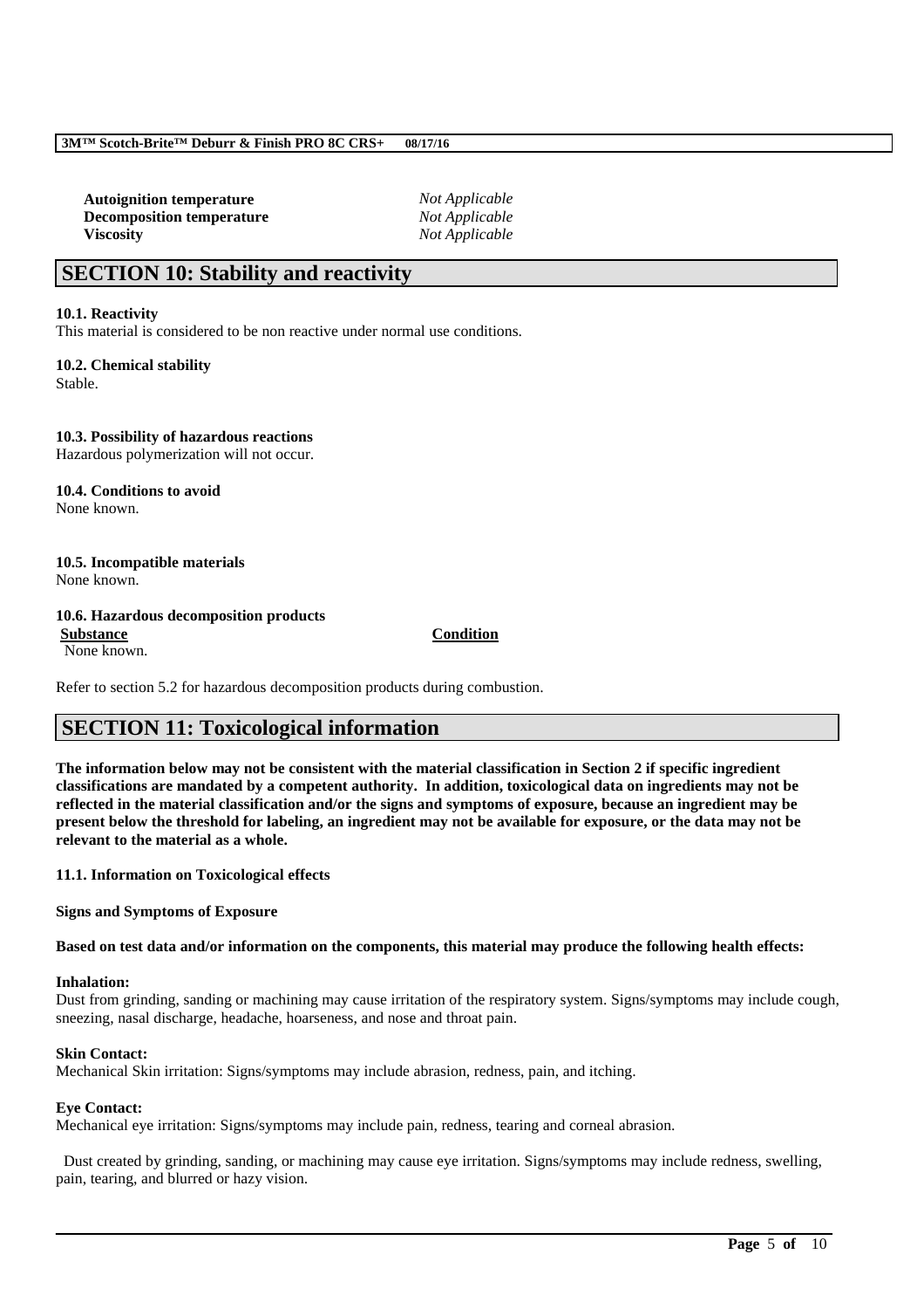| | |
|---|---|
| **Autoignition temperature** | *Not Applicable* |
| **Decomposition temperature** | *Not Applicable* |
| **Viscosity** | *Not Applicable* |

## SECTION 10: Stability and reactivity

**10.1. Reactivity**
This material is considered to be non reactive under normal use conditions.

**10.2. Chemical stability**
Stable.

**10.3. Possibility of hazardous reactions**
Hazardous polymerization will not occur.

**10.4. Conditions to avoid**
None known.

**10.5. Incompatible materials**
None known.

**10.6. Hazardous decomposition products**

| Substance | Condition |
|---|---|
| None known. | |

Refer to section 5.2 for hazardous decomposition products during combustion.

## SECTION 11: Toxicological information

**The information below may not be consistent with the material classification in Section 2 if specific ingredient classifications are mandated by a competent authority. In addition, toxicological data on ingredients may not be reflected in the material classification and/or the signs and symptoms of exposure, because an ingredient may be present below the threshold for labeling, an ingredient may not be available for exposure, or the data may not be relevant to the material as a whole.**

**11.1. Information on Toxicological effects**

**Signs and Symptoms of Exposure**

**Based on test data and/or information on the components, this material may produce the following health effects:**

**Inhalation:**
Dust from grinding, sanding or machining may cause irritation of the respiratory system. Signs/symptoms may include cough, sneezing, nasal discharge, headache, hoarseness, and nose and throat pain.

**Skin Contact:**
Mechanical Skin irritation: Signs/symptoms may include abrasion, redness, pain, and itching.

**Eye Contact:**
Mechanical eye irritation: Signs/symptoms may include pain, redness, tearing and corneal abrasion.

Dust created by grinding, sanding, or machining may cause eye irritation. Signs/symptoms may include redness, swelling, pain, tearing, and blurred or hazy vision.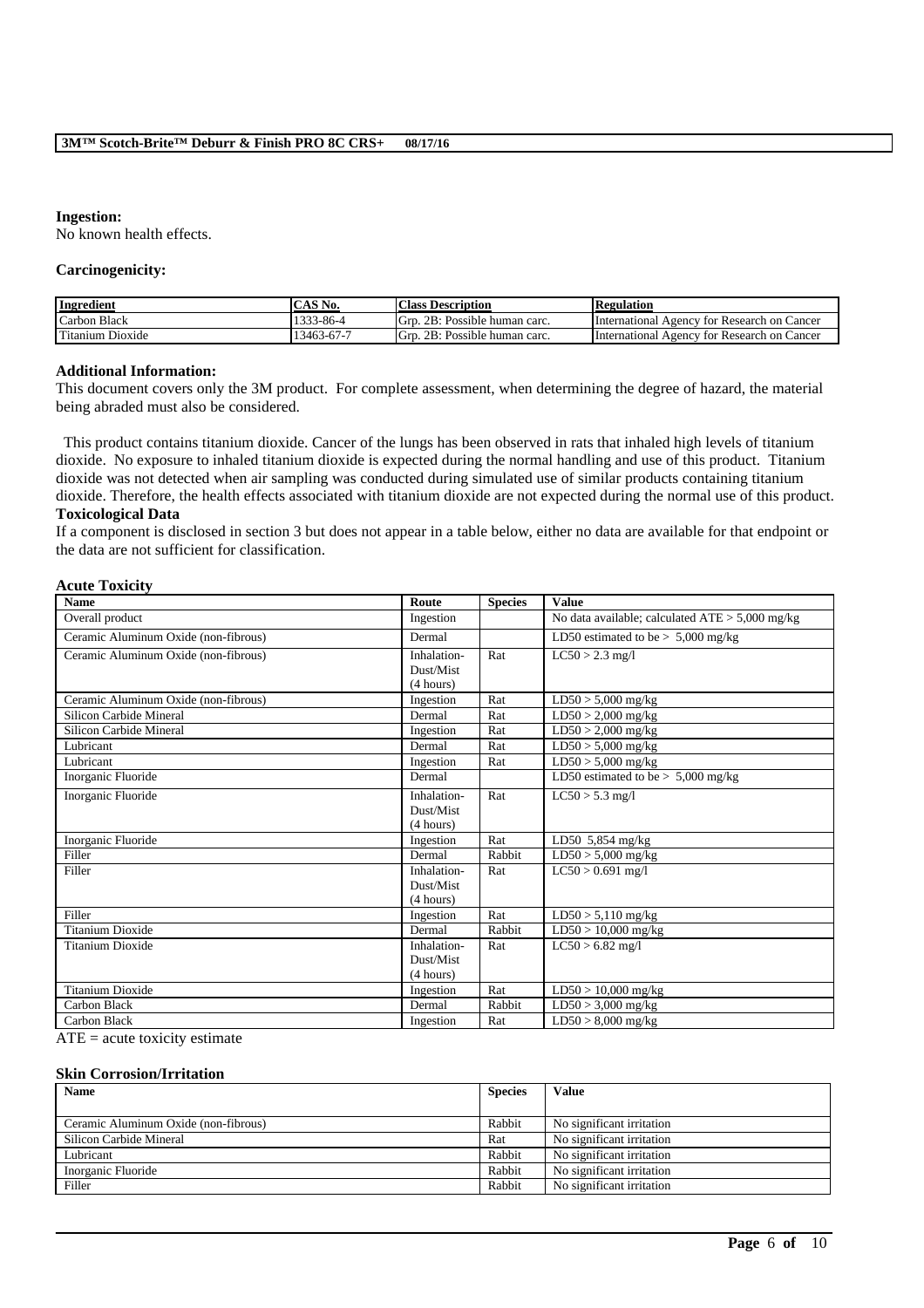**Ingestion:**
No known health effects.

**Carcinogenicity:**

| Ingredient | CAS No. | Class Description | Regulation |
| --- | --- | --- | --- |
| Carbon Black | 1333-86-4 | Grp. 2B: Possible human carc. | International Agency for Research on Cancer |
| Titanium Dioxide | 13463-67-7 | Grp. 2B: Possible human carc. | International Agency for Research on Cancer |

**Additional Information:**
This document covers only the 3M product. For complete assessment, when determining the degree of hazard, the material being abraded must also be considered.

This product contains titanium dioxide. Cancer of the lungs has been observed in rats that inhaled high levels of titanium dioxide. No exposure to inhaled titanium dioxide is expected during the normal handling and use of this product. Titanium dioxide was not detected when air sampling was conducted during simulated use of similar products containing titanium dioxide. Therefore, the health effects associated with titanium dioxide are not expected during the normal use of this product.

**Toxicological Data**
If a component is disclosed in section 3 but does not appear in a table below, either no data are available for that endpoint or the data are not sufficient for classification.

**Acute Toxicity**

| Name | Route | Species | Value |
| --- | --- | --- | --- |
| Overall product | Ingestion | | No data available; calculated ATE > 5,000 mg/kg |
| Ceramic Aluminum Oxide (non-fibrous) | Dermal | | LD50 estimated to be > 5,000 mg/kg |
| Ceramic Aluminum Oxide (non-fibrous) | Inhalation-Dust/Mist (4 hours) | Rat | LC50 > 2.3 mg/l |
| Ceramic Aluminum Oxide (non-fibrous) | Ingestion | Rat | LD50 > 5,000 mg/kg |
| Silicon Carbide Mineral | Dermal | Rat | LD50 > 2,000 mg/kg |
| Silicon Carbide Mineral | Ingestion | Rat | LD50 > 2,000 mg/kg |
| Lubricant | Dermal | Rat | LD50 > 5,000 mg/kg |
| Lubricant | Ingestion | Rat | LD50 > 5,000 mg/kg |
| Inorganic Fluoride | Dermal | | LD50 estimated to be > 5,000 mg/kg |
| Inorganic Fluoride | Inhalation-Dust/Mist (4 hours) | Rat | LC50 > 5.3 mg/l |
| Inorganic Fluoride | Ingestion | Rat | LD50 5,854 mg/kg |
| Filler | Dermal | Rabbit | LD50 > 5,000 mg/kg |
| Filler | Inhalation-Dust/Mist (4 hours) | Rat | LC50 > 0.691 mg/l |
| Filler | Ingestion | Rat | LD50 > 5,110 mg/kg |
| Titanium Dioxide | Dermal | Rabbit | LD50 > 10,000 mg/kg |
| Titanium Dioxide | Inhalation-Dust/Mist (4 hours) | Rat | LC50 > 6.82 mg/l |
| Titanium Dioxide | Ingestion | Rat | LD50 > 10,000 mg/kg |
| Carbon Black | Dermal | Rabbit | LD50 > 3,000 mg/kg |
| Carbon Black | Ingestion | Rat | LD50 > 8,000 mg/kg |

ATE = acute toxicity estimate

**Skin Corrosion/Irritation**

| Name | Species | Value |
| --- | --- | --- |
| Ceramic Aluminum Oxide (non-fibrous) | Rabbit | No significant irritation |
| Silicon Carbide Mineral | Rat | No significant irritation |
| Lubricant | Rabbit | No significant irritation |
| Inorganic Fluoride | Rabbit | No significant irritation |
| Filler | Rabbit | No significant irritation |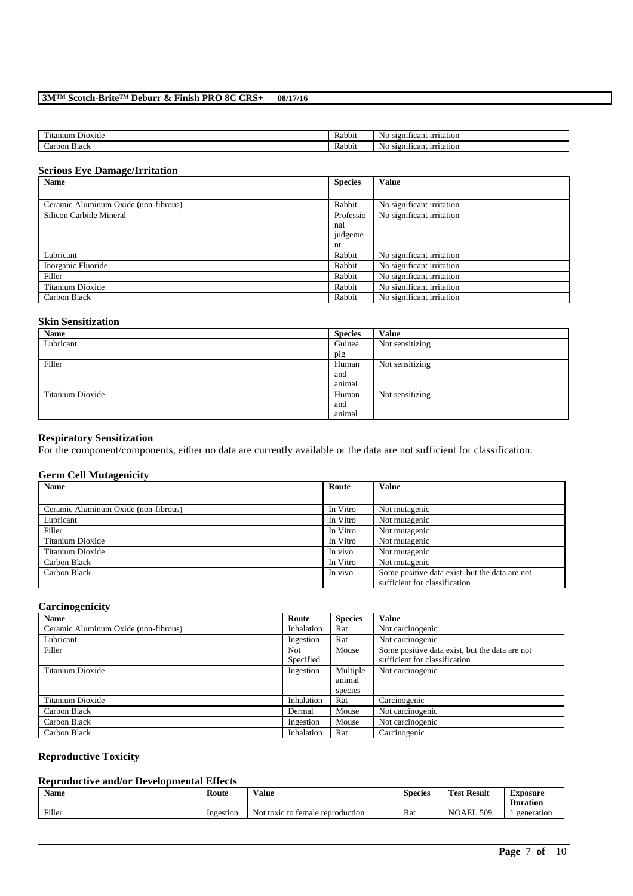| | | |
|---|---|---|
| Titanium Dioxide | Rabbit | No significant irritation |
| Carbon Black | Rabbit | No significant irritation |

### Serious Eye Damage/Irritation

| Name | Species | Value |
|---|---|---|
| Ceramic Aluminum Oxide (non-fibrous) | Rabbit | No significant irritation |
| Silicon Carbide Mineral | Professional judgement | No significant irritation |
| Lubricant | Rabbit | No significant irritation |
| Inorganic Fluoride | Rabbit | No significant irritation |
| Filler | Rabbit | No significant irritation |
| Titanium Dioxide | Rabbit | No significant irritation |
| Carbon Black | Rabbit | No significant irritation |

### Skin Sensitization

| Name | Species | Value |
|---|---|---|
| Lubricant | Guinea pig | Not sensitizing |
| Filler | Human and animal | Not sensitizing |
| Titanium Dioxide | Human and animal | Not sensitizing |

### Respiratory Sensitization

For the component/components, either no data are currently available or the data are not sufficient for classification.

### Germ Cell Mutagenicity

| Name | Route | Value |
|---|---|---|
| Ceramic Aluminum Oxide (non-fibrous) | In Vitro | Not mutagenic |
| Lubricant | In Vitro | Not mutagenic |
| Filler | In Vitro | Not mutagenic |
| Titanium Dioxide | In Vitro | Not mutagenic |
| Titanium Dioxide | In vivo | Not mutagenic |
| Carbon Black | In Vitro | Not mutagenic |
| Carbon Black | In vivo | Some positive data exist, but the data are not sufficient for classification |

### Carcinogenicity

| Name | Route | Species | Value |
|---|---|---|---|
| Ceramic Aluminum Oxide (non-fibrous) | Inhalation | Rat | Not carcinogenic |
| Lubricant | Ingestion | Rat | Not carcinogenic |
| Filler | Not Specified | Mouse | Some positive data exist, but the data are not sufficient for classification |
| Titanium Dioxide | Ingestion | Multiple animal species | Not carcinogenic |
| Titanium Dioxide | Inhalation | Rat | Carcinogenic |
| Carbon Black | Dermal | Mouse | Not carcinogenic |
| Carbon Black | Ingestion | Mouse | Not carcinogenic |
| Carbon Black | Inhalation | Rat | Carcinogenic |

### Reproductive Toxicity

### Reproductive and/or Developmental Effects

| Name | Route | Value | Species | Test Result | Exposure Duration |
|---|---|---|---|---|---|
| Filler | Ingestion | Not toxic to female reproduction | Rat | NOAEL 509 | 1 generation |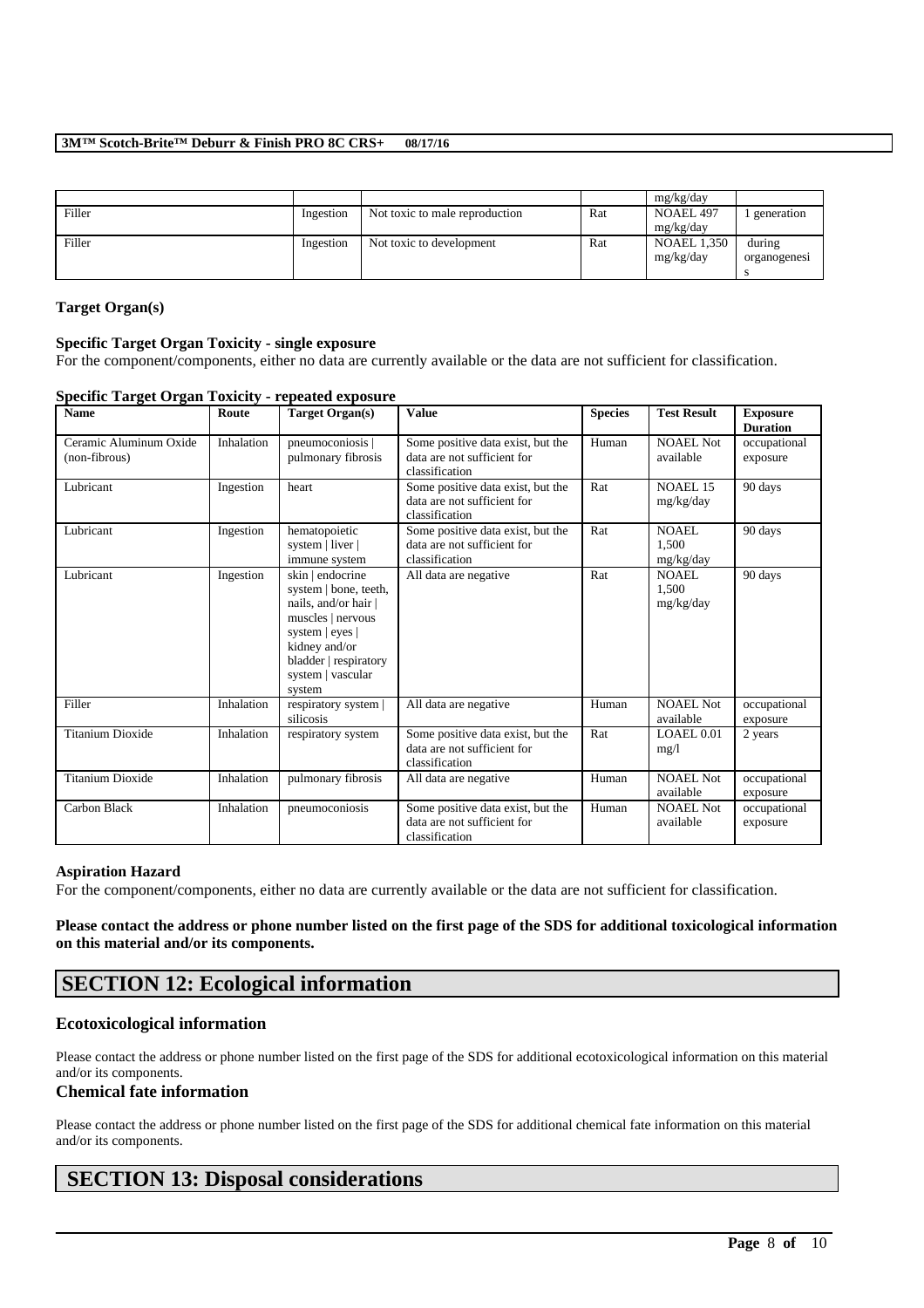| | | | | mg/kg/day | |
|---|---|---|---|---|---|
| Filler | Ingestion | Not toxic to male reproduction | Rat | NOAEL 497 mg/kg/day | 1 generation |
| Filler | Ingestion | Not toxic to development | Rat | NOAEL 1,350 mg/kg/day | during organogenesis |

### Target Organ(s)

**Specific Target Organ Toxicity - single exposure**

For the component/components, either no data are currently available or the data are not sufficient for classification.

**Specific Target Organ Toxicity - repeated exposure**

| Name | Route | Target Organ(s) | Value | Species | Test Result | Exposure Duration |
|---|---|---|---|---|---|---|
| Ceramic Aluminum Oxide (non-fibrous) | Inhalation | pneumoconiosis \| pulmonary fibrosis | Some positive data exist, but the data are not sufficient for classification | Human | NOAEL Not available | occupational exposure |
| Lubricant | Ingestion | heart | Some positive data exist, but the data are not sufficient for classification | Rat | NOAEL 15 mg/kg/day | 90 days |
| Lubricant | Ingestion | hematopoietic system \| liver \| immune system | Some positive data exist, but the data are not sufficient for classification | Rat | NOAEL 1,500 mg/kg/day | 90 days |
| Lubricant | Ingestion | skin \| endocrine system \| bone, teeth, nails, and/or hair \| muscles \| nervous system \| eyes \| kidney and/or bladder \| respiratory system \| vascular system | All data are negative | Rat | NOAEL 1,500 mg/kg/day | 90 days |
| Filler | Inhalation | respiratory system \| silicosis | All data are negative | Human | NOAEL Not available | occupational exposure |
| Titanium Dioxide | Inhalation | respiratory system | Some positive data exist, but the data are not sufficient for classification | Rat | LOAEL 0.01 mg/l | 2 years |
| Titanium Dioxide | Inhalation | pulmonary fibrosis | All data are negative | Human | NOAEL Not available | occupational exposure |
| Carbon Black | Inhalation | pneumoconiosis | Some positive data exist, but the data are not sufficient for classification | Human | NOAEL Not available | occupational exposure |

**Aspiration Hazard**

For the component/components, either no data are currently available or the data are not sufficient for classification.

**Please contact the address or phone number listed on the first page of the SDS for additional toxicological information on this material and/or its components.**

## SECTION 12: Ecological information

### Ecotoxicological information

Please contact the address or phone number listed on the first page of the SDS for additional ecotoxicological information on this material and/or its components.

### Chemical fate information

Please contact the address or phone number listed on the first page of the SDS for additional chemical fate information on this material and/or its components.

## SECTION 13: Disposal considerations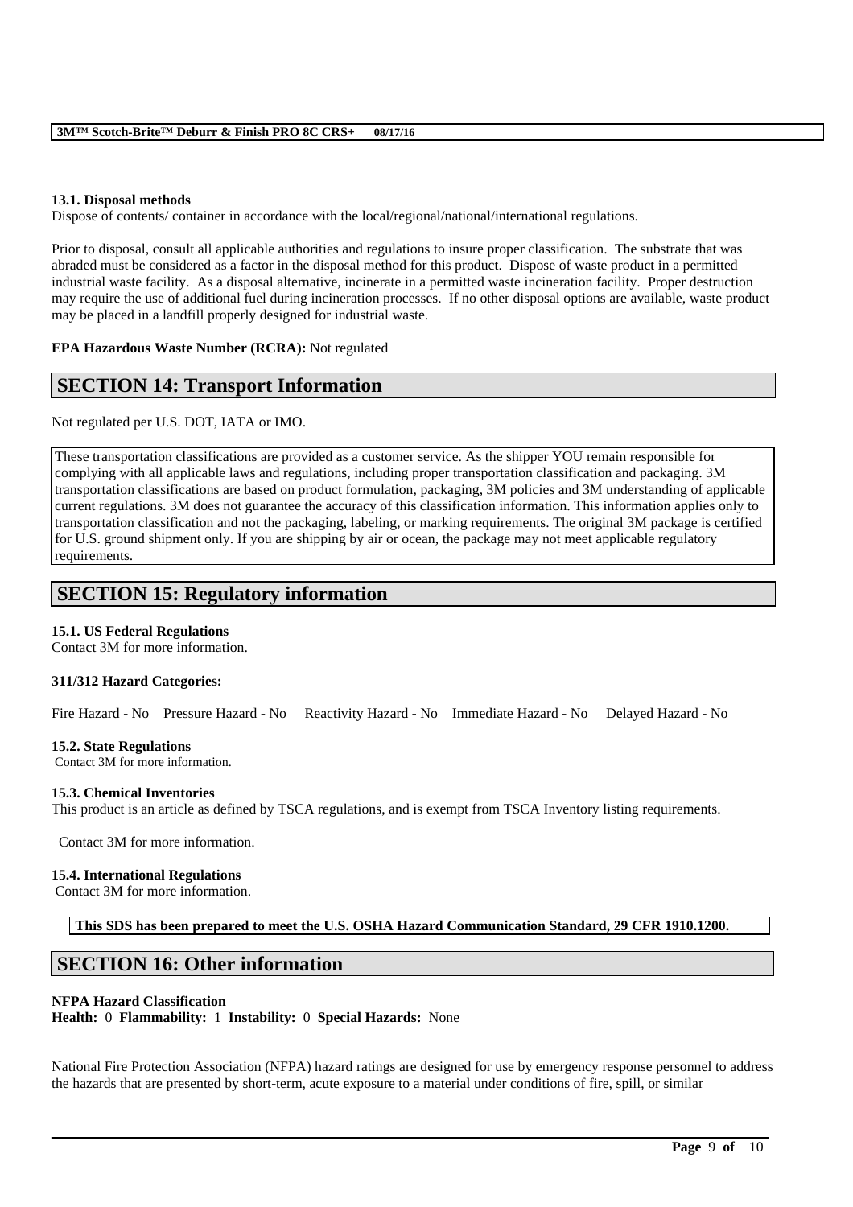#### 13.1. Disposal methods

Dispose of contents/ container in accordance with the local/regional/national/international regulations.

Prior to disposal, consult all applicable authorities and regulations to insure proper classification. The substrate that was abraded must be considered as a factor in the disposal method for this product. Dispose of waste product in a permitted industrial waste facility. As a disposal alternative, incinerate in a permitted waste incineration facility. Proper destruction may require the use of additional fuel during incineration processes. If no other disposal options are available, waste product may be placed in a landfill properly designed for industrial waste.

**EPA Hazardous Waste Number (RCRA):** Not regulated

## SECTION 14: Transport Information

Not regulated per U.S. DOT, IATA or IMO.

These transportation classifications are provided as a customer service. As the shipper YOU remain responsible for complying with all applicable laws and regulations, including proper transportation classification and packaging. 3M transportation classifications are based on product formulation, packaging, 3M policies and 3M understanding of applicable current regulations. 3M does not guarantee the accuracy of this classification information. This information applies only to transportation classification and not the packaging, labeling, or marking requirements. The original 3M package is certified for U.S. ground shipment only. If you are shipping by air or ocean, the package may not meet applicable regulatory requirements.

## SECTION 15: Regulatory information

#### 15.1. US Federal Regulations

Contact 3M for more information.

**311/312 Hazard Categories:**

Fire Hazard - No Pressure Hazard - No Reactivity Hazard - No Immediate Hazard - No Delayed Hazard - No

#### 15.2. State Regulations

Contact 3M for more information.

#### 15.3. Chemical Inventories

This product is an article as defined by TSCA regulations, and is exempt from TSCA Inventory listing requirements.

Contact 3M for more information.

#### 15.4. International Regulations

Contact 3M for more information.

**This SDS has been prepared to meet the U.S. OSHA Hazard Communication Standard, 29 CFR 1910.1200.**

## SECTION 16: Other information

**NFPA Hazard Classification**
**Health:** 0 **Flammability:** 1 **Instability:** 0 **Special Hazards:** None

National Fire Protection Association (NFPA) hazard ratings are designed for use by emergency response personnel to address the hazards that are presented by short-term, acute exposure to a material under conditions of fire, spill, or similar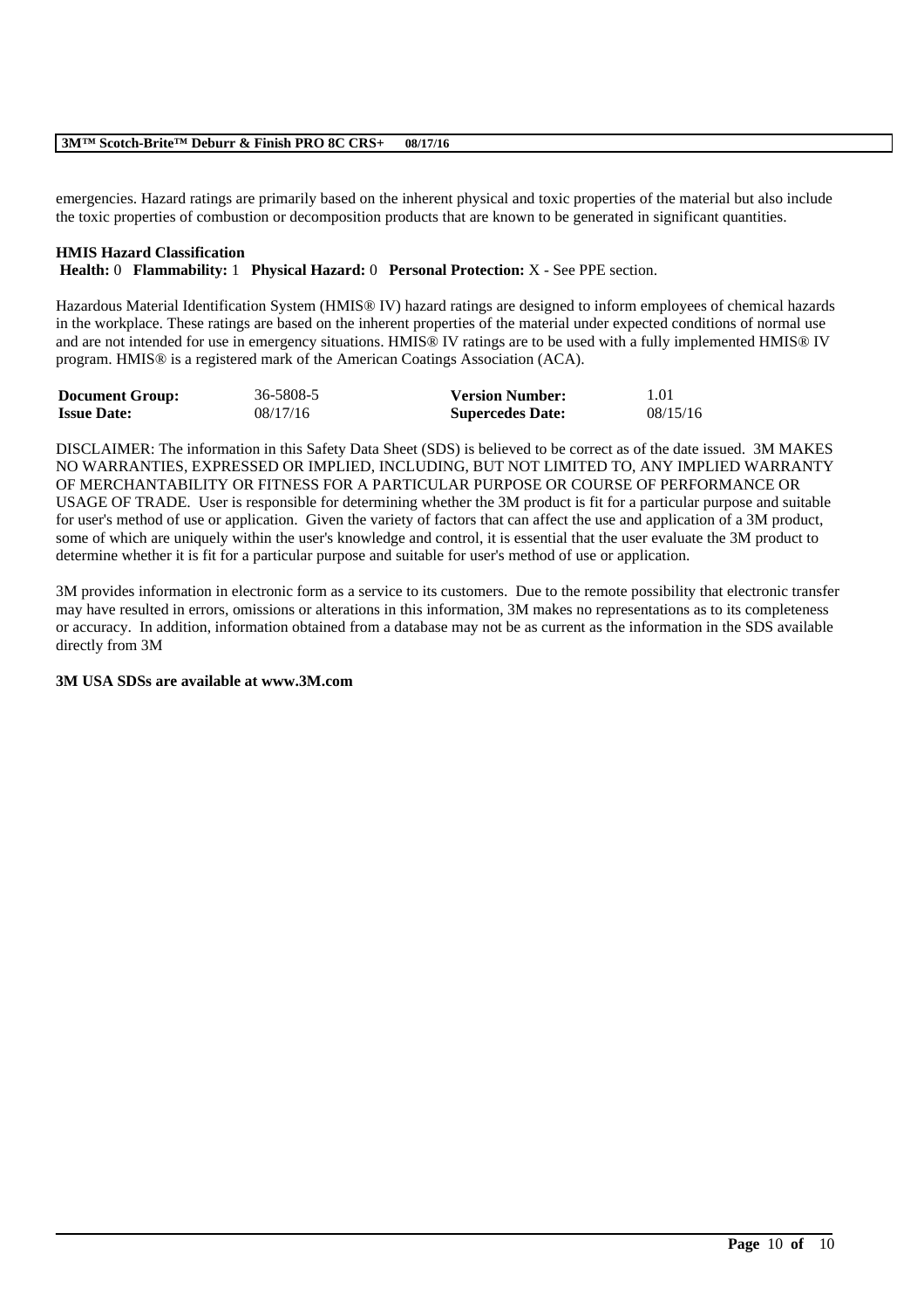emergencies. Hazard ratings are primarily based on the inherent physical and toxic properties of the material but also include the toxic properties of combustion or decomposition products that are known to be generated in significant quantities.

**HMIS Hazard Classification**
**Health:** 0 **Flammability:** 1 **Physical Hazard:** 0 **Personal Protection:** X - See PPE section.

Hazardous Material Identification System (HMIS® IV) hazard ratings are designed to inform employees of chemical hazards in the workplace. These ratings are based on the inherent properties of the material under expected conditions of normal use and are not intended for use in emergency situations. HMIS® IV ratings are to be used with a fully implemented HMIS® IV program. HMIS® is a registered mark of the American Coatings Association (ACA).

| | | | |
|---|---|---|---|
| **Document Group:** | 36-5808-5 | **Version Number:** | 1.01 |
| **Issue Date:** | 08/17/16 | **Supercedes Date:** | 08/15/16 |

DISCLAIMER: The information in this Safety Data Sheet (SDS) is believed to be correct as of the date issued. 3M MAKES NO WARRANTIES, EXPRESSED OR IMPLIED, INCLUDING, BUT NOT LIMITED TO, ANY IMPLIED WARRANTY OF MERCHANTABILITY OR FITNESS FOR A PARTICULAR PURPOSE OR COURSE OF PERFORMANCE OR USAGE OF TRADE. User is responsible for determining whether the 3M product is fit for a particular purpose and suitable for user's method of use or application. Given the variety of factors that can affect the use and application of a 3M product, some of which are uniquely within the user's knowledge and control, it is essential that the user evaluate the 3M product to determine whether it is fit for a particular purpose and suitable for user's method of use or application.

3M provides information in electronic form as a service to its customers. Due to the remote possibility that electronic transfer may have resulted in errors, omissions or alterations in this information, 3M makes no representations as to its completeness or accuracy. In addition, information obtained from a database may not be as current as the information in the SDS available directly from 3M

**3M USA SDSs are available at www.3M.com**